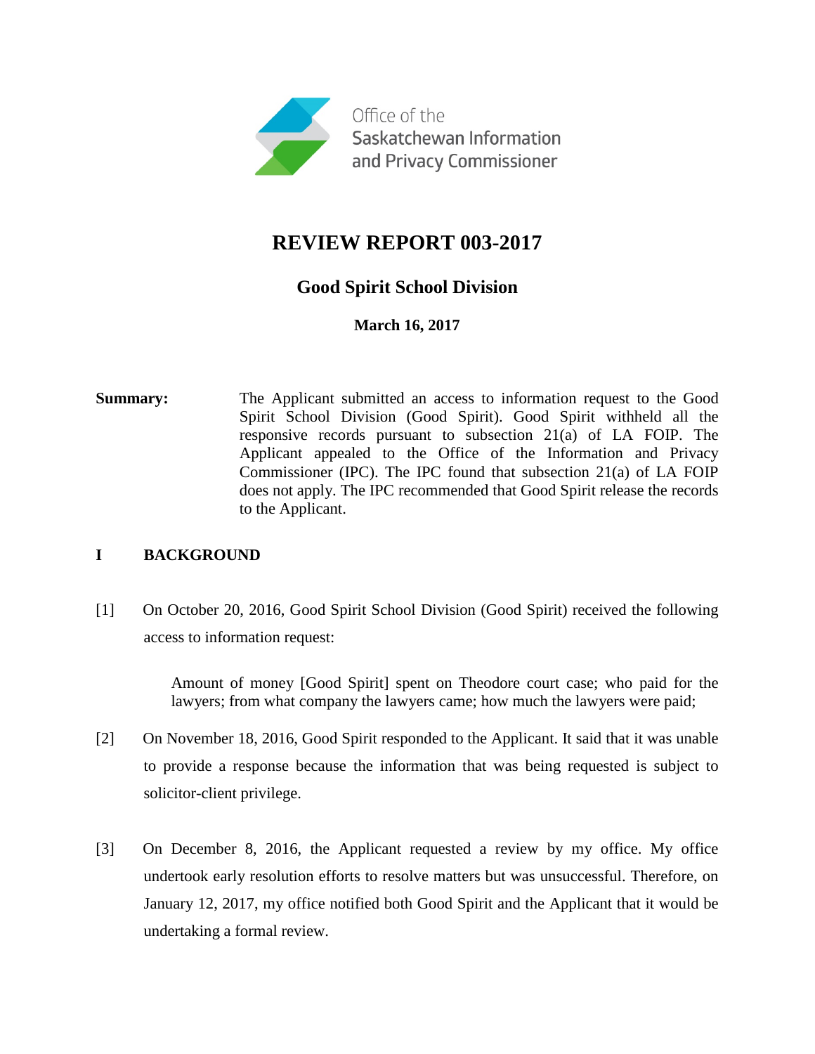Office of the Saskatchewan Information and Privacy Commissioner

# REVIEW REPORT 003-2017

## Good Spirit School Division

**March 16, 2017**

**Summary:** The Applicant submitted an access to information request to the Good Spirit School Division (Good Spirit). Good Spirit withheld all the responsive records pursuant to subsection 21(a) of LA FOIP. The Applicant appealed to the Office of the Information and Privacy Commissioner (IPC). The IPC found that subsection 21(a) of LA FOIP does not apply. The IPC recommended that Good Spirit release the records to the Applicant.

## I BACKGROUND

[1] On October 20, 2016, Good Spirit School Division (Good Spirit) received the following access to information request:

> Amount of money [Good Spirit] spent on Theodore court case; who paid for the lawyers; from what company the lawyers came; how much the lawyers were paid;

[2] On November 18, 2016, Good Spirit responded to the Applicant. It said that it was unable to provide a response because the information that was being requested is subject to solicitor-client privilege.

[3] On December 8, 2016, the Applicant requested a review by my office. My office undertook early resolution efforts to resolve matters but was unsuccessful. Therefore, on January 12, 2017, my office notified both Good Spirit and the Applicant that it would be undertaking a formal review.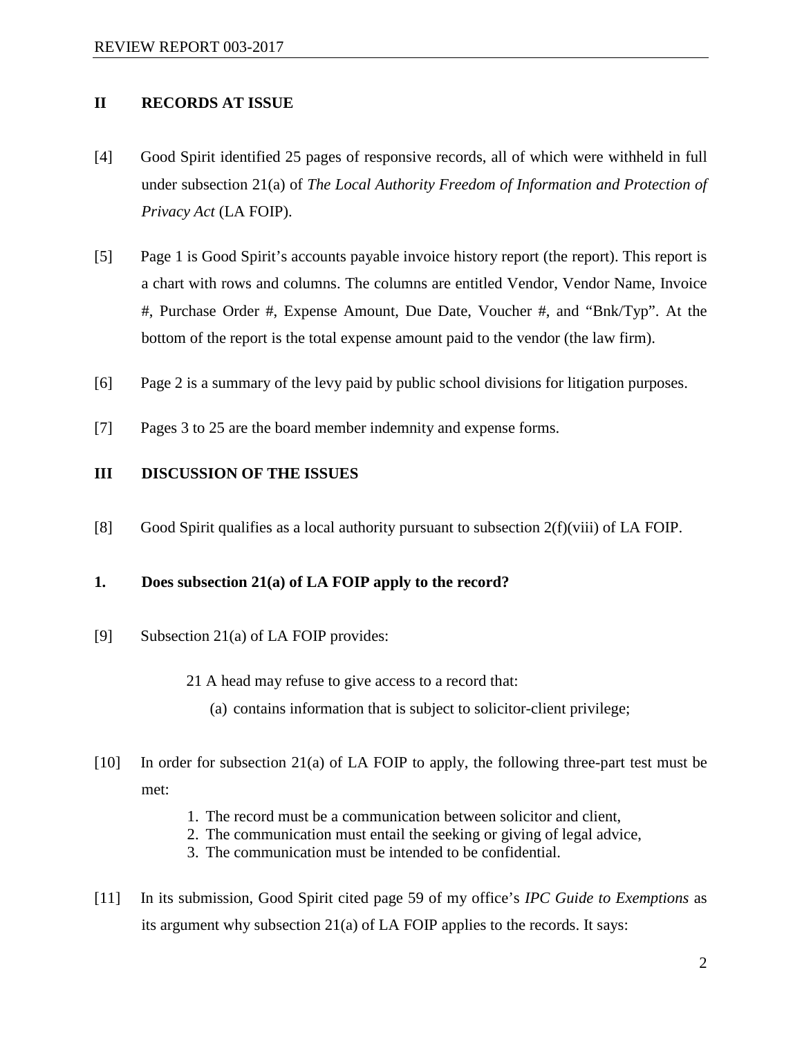## II RECORDS AT ISSUE

[4] Good Spirit identified 25 pages of responsive records, all of which were withheld in full under subsection 21(a) of *The Local Authority Freedom of Information and Protection of Privacy Act* (LA FOIP).

[5] Page 1 is Good Spirit's accounts payable invoice history report (the report). This report is a chart with rows and columns. The columns are entitled Vendor, Vendor Name, Invoice #, Purchase Order #, Expense Amount, Due Date, Voucher #, and "Bnk/Typ". At the bottom of the report is the total expense amount paid to the vendor (the law firm).

[6] Page 2 is a summary of the levy paid by public school divisions for litigation purposes.

[7] Pages 3 to 25 are the board member indemnity and expense forms.

## III DISCUSSION OF THE ISSUES

[8] Good Spirit qualifies as a local authority pursuant to subsection 2(f)(viii) of LA FOIP.

### 1. Does subsection 21(a) of LA FOIP apply to the record?

[9] Subsection 21(a) of LA FOIP provides:

> 21 A head may refuse to give access to a record that:
>
> (a) contains information that is subject to solicitor-client privilege;

[10] In order for subsection 21(a) of LA FOIP to apply, the following three-part test must be met:

1. The record must be a communication between solicitor and client,
2. The communication must entail the seeking or giving of legal advice,
3. The communication must be intended to be confidential.

[11] In its submission, Good Spirit cited page 59 of my office's *IPC Guide to Exemptions* as its argument why subsection 21(a) of LA FOIP applies to the records. It says: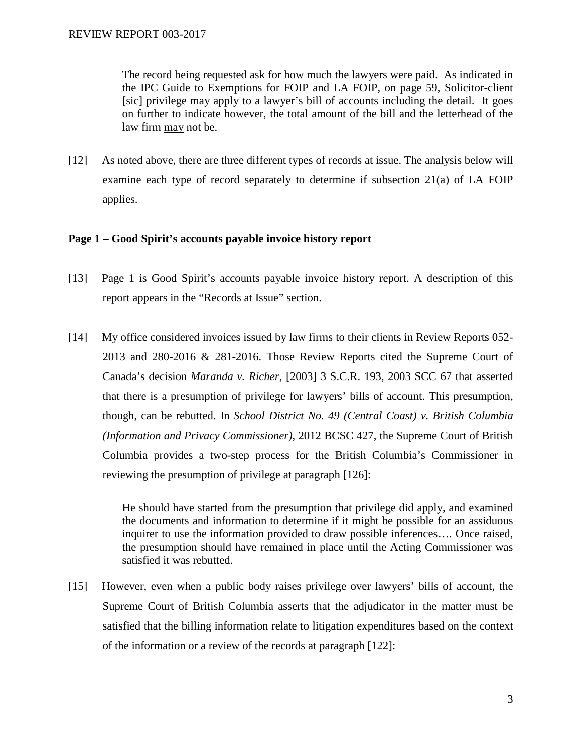> The record being requested ask for how much the lawyers were paid. As indicated in the IPC Guide to Exemptions for FOIP and LA FOIP, on page 59, Solicitor-client [sic] privilege may apply to a lawyer's bill of accounts including the detail. It goes on further to indicate however, the total amount of the bill and the letterhead of the law firm may not be.

[12] As noted above, there are three different types of records at issue. The analysis below will examine each type of record separately to determine if subsection 21(a) of LA FOIP applies.

**Page 1 – Good Spirit's accounts payable invoice history report**

[13] Page 1 is Good Spirit's accounts payable invoice history report. A description of this report appears in the "Records at Issue" section.

[14] My office considered invoices issued by law firms to their clients in Review Reports 052-2013 and 280-2016 & 281-2016. Those Review Reports cited the Supreme Court of Canada's decision *Maranda v. Richer*, [2003] 3 S.C.R. 193, 2003 SCC 67 that asserted that there is a presumption of privilege for lawyers' bills of account. This presumption, though, can be rebutted. In *School District No. 49 (Central Coast) v. British Columbia (Information and Privacy Commissioner)*, 2012 BCSC 427, the Supreme Court of British Columbia provides a two-step process for the British Columbia's Commissioner in reviewing the presumption of privilege at paragraph [126]:

> He should have started from the presumption that privilege did apply, and examined the documents and information to determine if it might be possible for an assiduous inquirer to use the information provided to draw possible inferences…. Once raised, the presumption should have remained in place until the Acting Commissioner was satisfied it was rebutted.

[15] However, even when a public body raises privilege over lawyers' bills of account, the Supreme Court of British Columbia asserts that the adjudicator in the matter must be satisfied that the billing information relate to litigation expenditures based on the context of the information or a review of the records at paragraph [122]: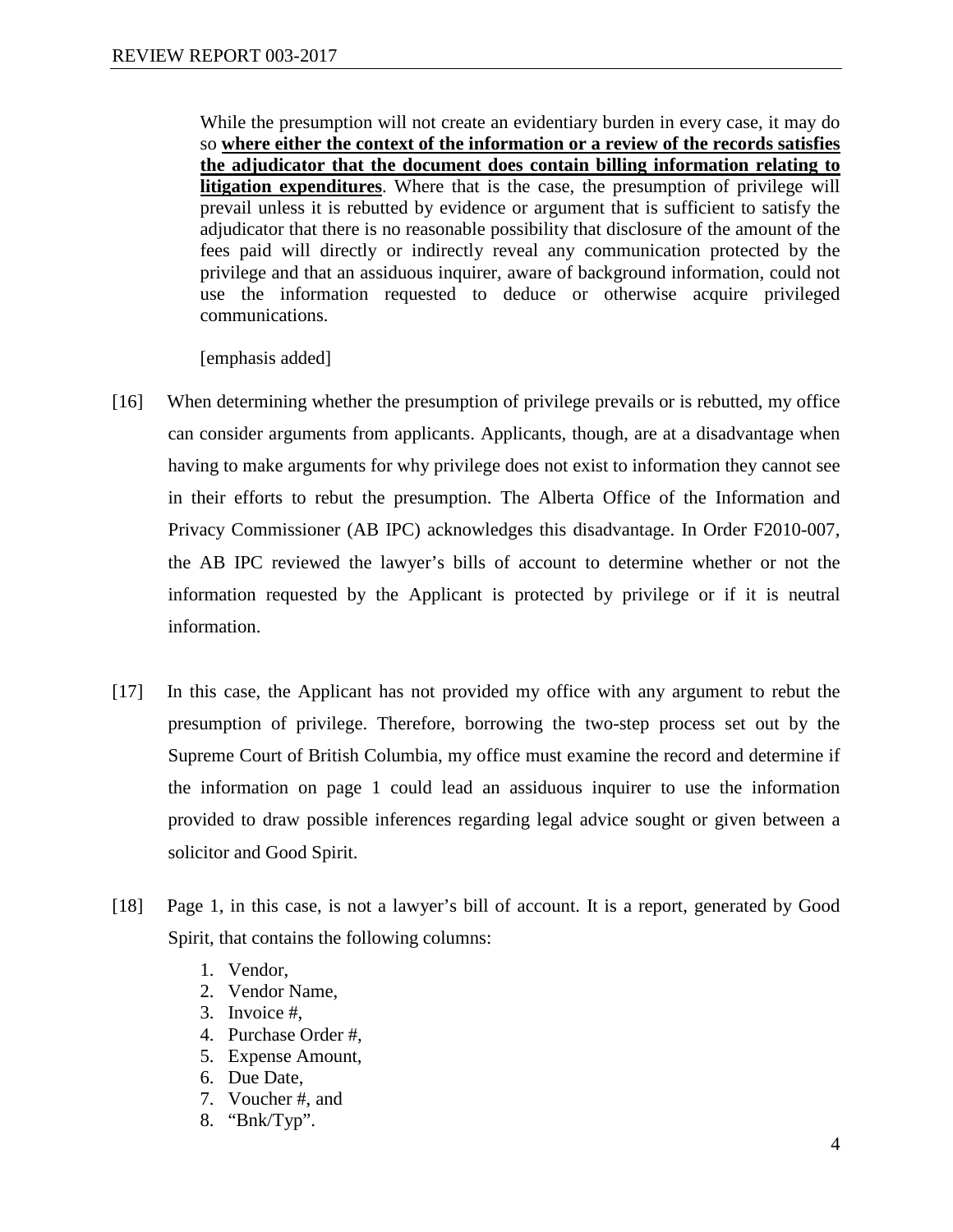> While the presumption will not create an evidentiary burden in every case, it may do so **where either the context of the information or a review of the records satisfies the adjudicator that the document does contain billing information relating to litigation expenditures**. Where that is the case, the presumption of privilege will prevail unless it is rebutted by evidence or argument that is sufficient to satisfy the adjudicator that there is no reasonable possibility that disclosure of the amount of the fees paid will directly or indirectly reveal any communication protected by the privilege and that an assiduous inquirer, aware of background information, could not use the information requested to deduce or otherwise acquire privileged communications.
>
> [emphasis added]

[16] When determining whether the presumption of privilege prevails or is rebutted, my office can consider arguments from applicants. Applicants, though, are at a disadvantage when having to make arguments for why privilege does not exist to information they cannot see in their efforts to rebut the presumption. The Alberta Office of the Information and Privacy Commissioner (AB IPC) acknowledges this disadvantage. In Order F2010-007, the AB IPC reviewed the lawyer's bills of account to determine whether or not the information requested by the Applicant is protected by privilege or if it is neutral information.

[17] In this case, the Applicant has not provided my office with any argument to rebut the presumption of privilege. Therefore, borrowing the two-step process set out by the Supreme Court of British Columbia, my office must examine the record and determine if the information on page 1 could lead an assiduous inquirer to use the information provided to draw possible inferences regarding legal advice sought or given between a solicitor and Good Spirit.

[18] Page 1, in this case, is not a lawyer's bill of account. It is a report, generated by Good Spirit, that contains the following columns:

1. Vendor,
2. Vendor Name,
3. Invoice #,
4. Purchase Order #,
5. Expense Amount,
6. Due Date,
7. Voucher #, and
8. "Bnk/Typ".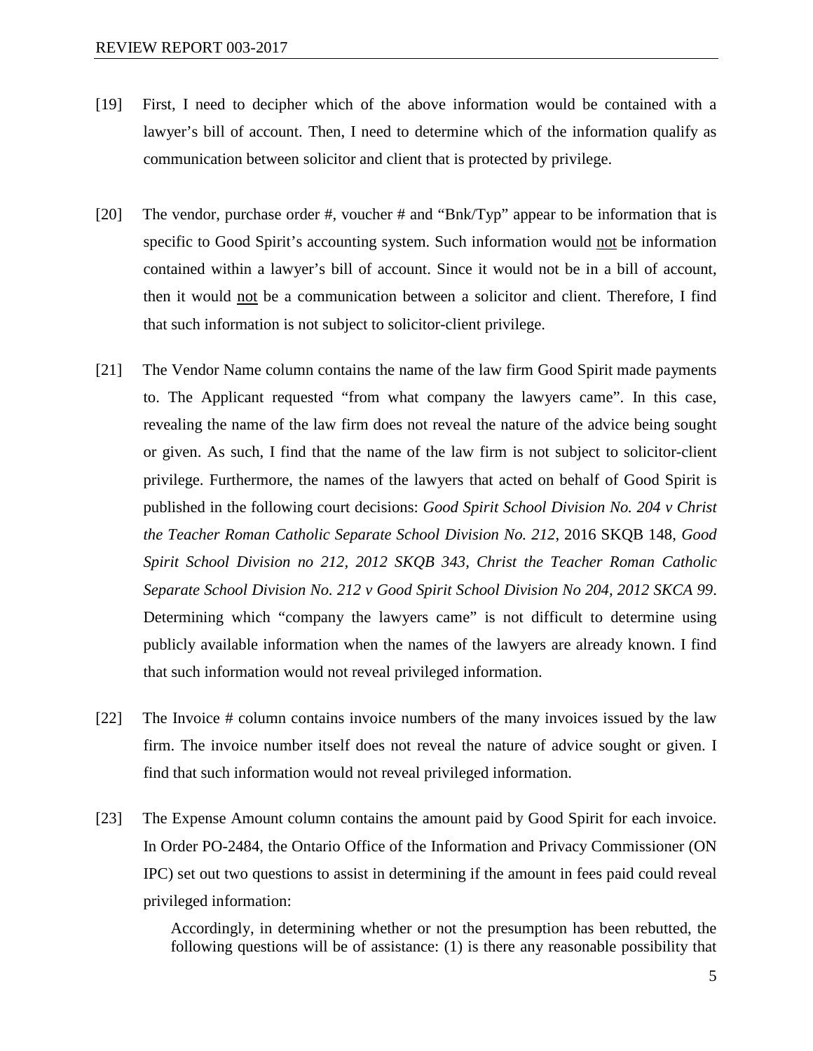[19] First, I need to decipher which of the above information would be contained with a lawyer's bill of account. Then, I need to determine which of the information qualify as communication between solicitor and client that is protected by privilege.

[20] The vendor, purchase order #, voucher # and "Bnk/Typ" appear to be information that is specific to Good Spirit's accounting system. Such information would <u>not</u> be information contained within a lawyer's bill of account. Since it would not be in a bill of account, then it would <u>not</u> be a communication between a solicitor and client. Therefore, I find that such information is not subject to solicitor-client privilege.

[21] The Vendor Name column contains the name of the law firm Good Spirit made payments to. The Applicant requested "from what company the lawyers came". In this case, revealing the name of the law firm does not reveal the nature of the advice being sought or given. As such, I find that the name of the law firm is not subject to solicitor-client privilege. Furthermore, the names of the lawyers that acted on behalf of Good Spirit is published in the following court decisions: *Good Spirit School Division No. 204 v Christ the Teacher Roman Catholic Separate School Division No. 212,* 2016 SKQB 148, *Good Spirit School Division no 212, 2012 SKQB 343*, *Christ the Teacher Roman Catholic Separate School Division No. 212 v Good Spirit School Division No 204, 2012 SKCA 99*. Determining which "company the lawyers came" is not difficult to determine using publicly available information when the names of the lawyers are already known. I find that such information would not reveal privileged information.

[22] The Invoice # column contains invoice numbers of the many invoices issued by the law firm. The invoice number itself does not reveal the nature of advice sought or given. I find that such information would not reveal privileged information.

[23] The Expense Amount column contains the amount paid by Good Spirit for each invoice. In Order PO-2484, the Ontario Office of the Information and Privacy Commissioner (ON IPC) set out two questions to assist in determining if the amount in fees paid could reveal privileged information:

> Accordingly, in determining whether or not the presumption has been rebutted, the following questions will be of assistance: (1) is there any reasonable possibility that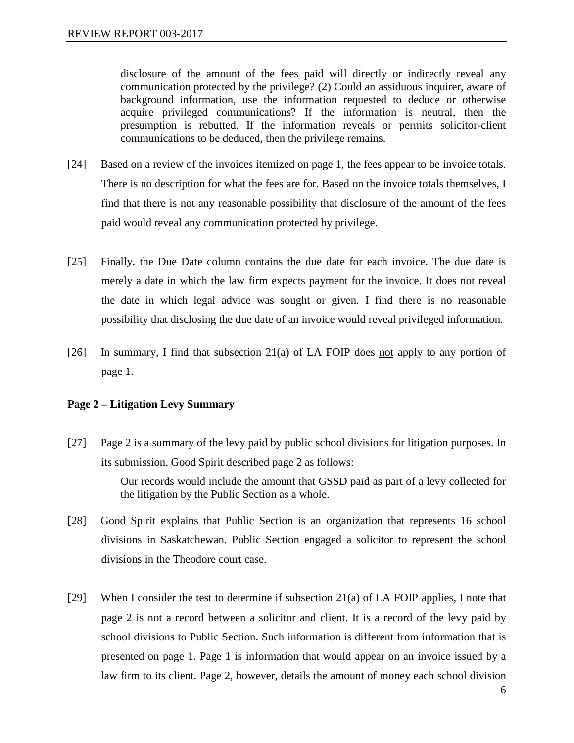> disclosure of the amount of the fees paid will directly or indirectly reveal any communication protected by the privilege? (2) Could an assiduous inquirer, aware of background information, use the information requested to deduce or otherwise acquire privileged communications? If the information is neutral, then the presumption is rebutted. If the information reveals or permits solicitor-client communications to be deduced, then the privilege remains.

[24] Based on a review of the invoices itemized on page 1, the fees appear to be invoice totals. There is no description for what the fees are for. Based on the invoice totals themselves, I find that there is not any reasonable possibility that disclosure of the amount of the fees paid would reveal any communication protected by privilege.

[25] Finally, the Due Date column contains the due date for each invoice. The due date is merely a date in which the law firm expects payment for the invoice. It does not reveal the date in which legal advice was sought or given. I find there is no reasonable possibility that disclosing the due date of an invoice would reveal privileged information.

[26] In summary, I find that subsection 21(a) of LA FOIP does <u>not</u> apply to any portion of page 1.

**Page 2 – Litigation Levy Summary**

[27] Page 2 is a summary of the levy paid by public school divisions for litigation purposes. In its submission, Good Spirit described page 2 as follows:

> Our records would include the amount that GSSD paid as part of a levy collected for the litigation by the Public Section as a whole.

[28] Good Spirit explains that Public Section is an organization that represents 16 school divisions in Saskatchewan. Public Section engaged a solicitor to represent the school divisions in the Theodore court case.

[29] When I consider the test to determine if subsection 21(a) of LA FOIP applies, I note that page 2 is not a record between a solicitor and client. It is a record of the levy paid by school divisions to Public Section. Such information is different from information that is presented on page 1. Page 1 is information that would appear on an invoice issued by a law firm to its client. Page 2, however, details the amount of money each school division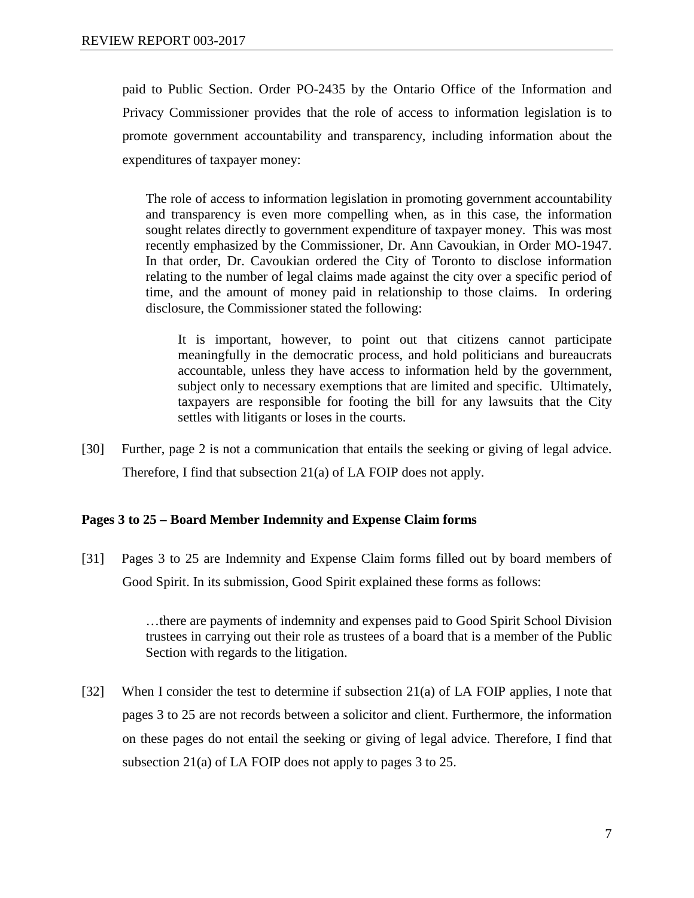paid to Public Section. Order PO-2435 by the Ontario Office of the Information and Privacy Commissioner provides that the role of access to information legislation is to promote government accountability and transparency, including information about the expenditures of taxpayer money:

> The role of access to information legislation in promoting government accountability and transparency is even more compelling when, as in this case, the information sought relates directly to government expenditure of taxpayer money. This was most recently emphasized by the Commissioner, Dr. Ann Cavoukian, in Order MO-1947. In that order, Dr. Cavoukian ordered the City of Toronto to disclose information relating to the number of legal claims made against the city over a specific period of time, and the amount of money paid in relationship to those claims. In ordering disclosure, the Commissioner stated the following:
>
>> It is important, however, to point out that citizens cannot participate meaningfully in the democratic process, and hold politicians and bureaucrats accountable, unless they have access to information held by the government, subject only to necessary exemptions that are limited and specific. Ultimately, taxpayers are responsible for footing the bill for any lawsuits that the City settles with litigants or loses in the courts.

[30] Further, page 2 is not a communication that entails the seeking or giving of legal advice. Therefore, I find that subsection 21(a) of LA FOIP does not apply.

**Pages 3 to 25 – Board Member Indemnity and Expense Claim forms**

[31] Pages 3 to 25 are Indemnity and Expense Claim forms filled out by board members of Good Spirit. In its submission, Good Spirit explained these forms as follows:

> …there are payments of indemnity and expenses paid to Good Spirit School Division trustees in carrying out their role as trustees of a board that is a member of the Public Section with regards to the litigation.

[32] When I consider the test to determine if subsection 21(a) of LA FOIP applies, I note that pages 3 to 25 are not records between a solicitor and client. Furthermore, the information on these pages do not entail the seeking or giving of legal advice. Therefore, I find that subsection 21(a) of LA FOIP does not apply to pages 3 to 25.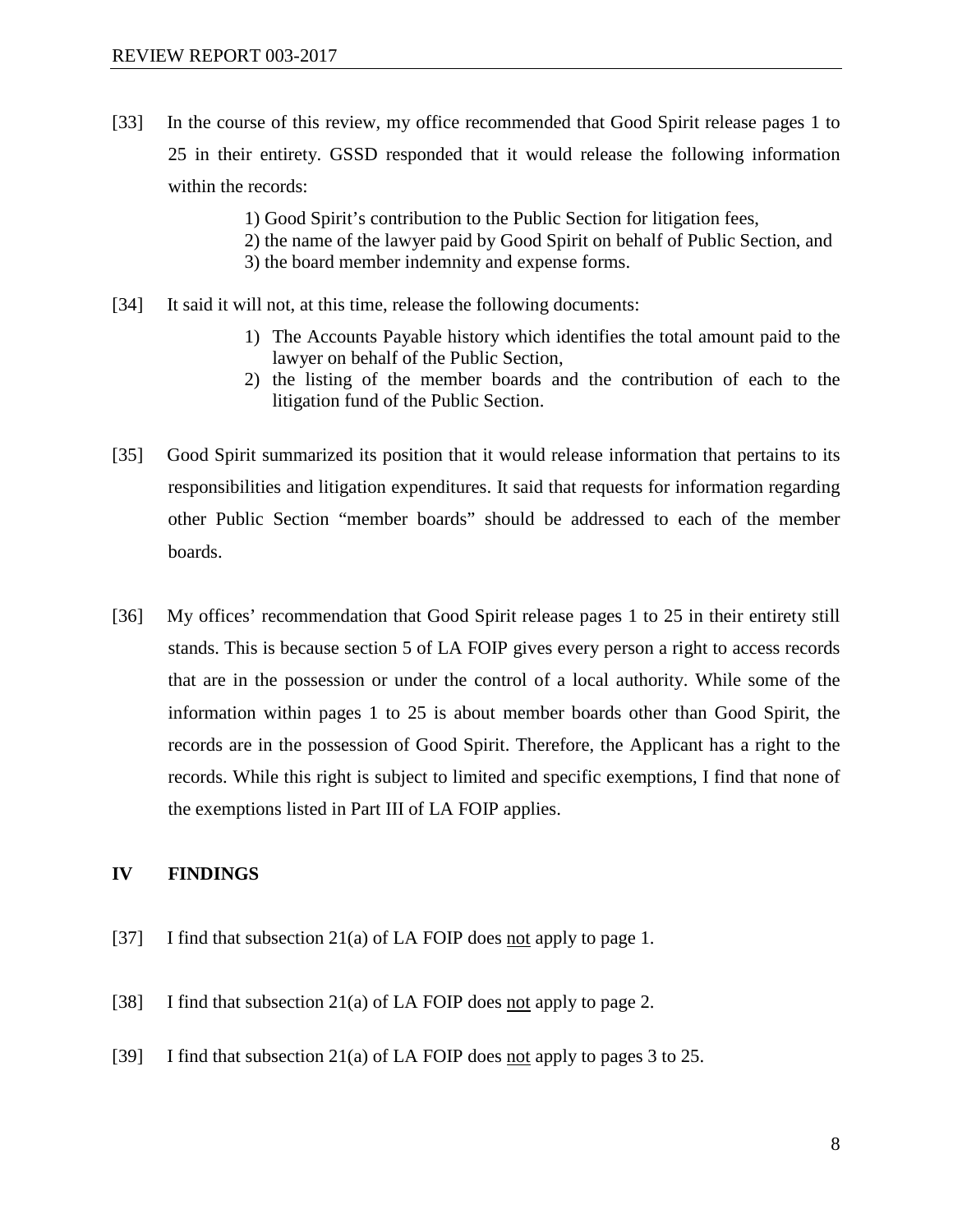[33] In the course of this review, my office recommended that Good Spirit release pages 1 to 25 in their entirety. GSSD responded that it would release the following information within the records:

1) Good Spirit's contribution to the Public Section for litigation fees,
2) the name of the lawyer paid by Good Spirit on behalf of Public Section, and
3) the board member indemnity and expense forms.

[34] It said it will not, at this time, release the following documents:

1) The Accounts Payable history which identifies the total amount paid to the lawyer on behalf of the Public Section,
2) the listing of the member boards and the contribution of each to the litigation fund of the Public Section.

[35] Good Spirit summarized its position that it would release information that pertains to its responsibilities and litigation expenditures. It said that requests for information regarding other Public Section "member boards" should be addressed to each of the member boards.

[36] My offices' recommendation that Good Spirit release pages 1 to 25 in their entirety still stands. This is because section 5 of LA FOIP gives every person a right to access records that are in the possession or under the control of a local authority. While some of the information within pages 1 to 25 is about member boards other than Good Spirit, the records are in the possession of Good Spirit. Therefore, the Applicant has a right to the records. While this right is subject to limited and specific exemptions, I find that none of the exemptions listed in Part III of LA FOIP applies.

## IV FINDINGS

[37] I find that subsection 21(a) of LA FOIP does not apply to page 1.

[38] I find that subsection 21(a) of LA FOIP does not apply to page 2.

[39] I find that subsection 21(a) of LA FOIP does not apply to pages 3 to 25.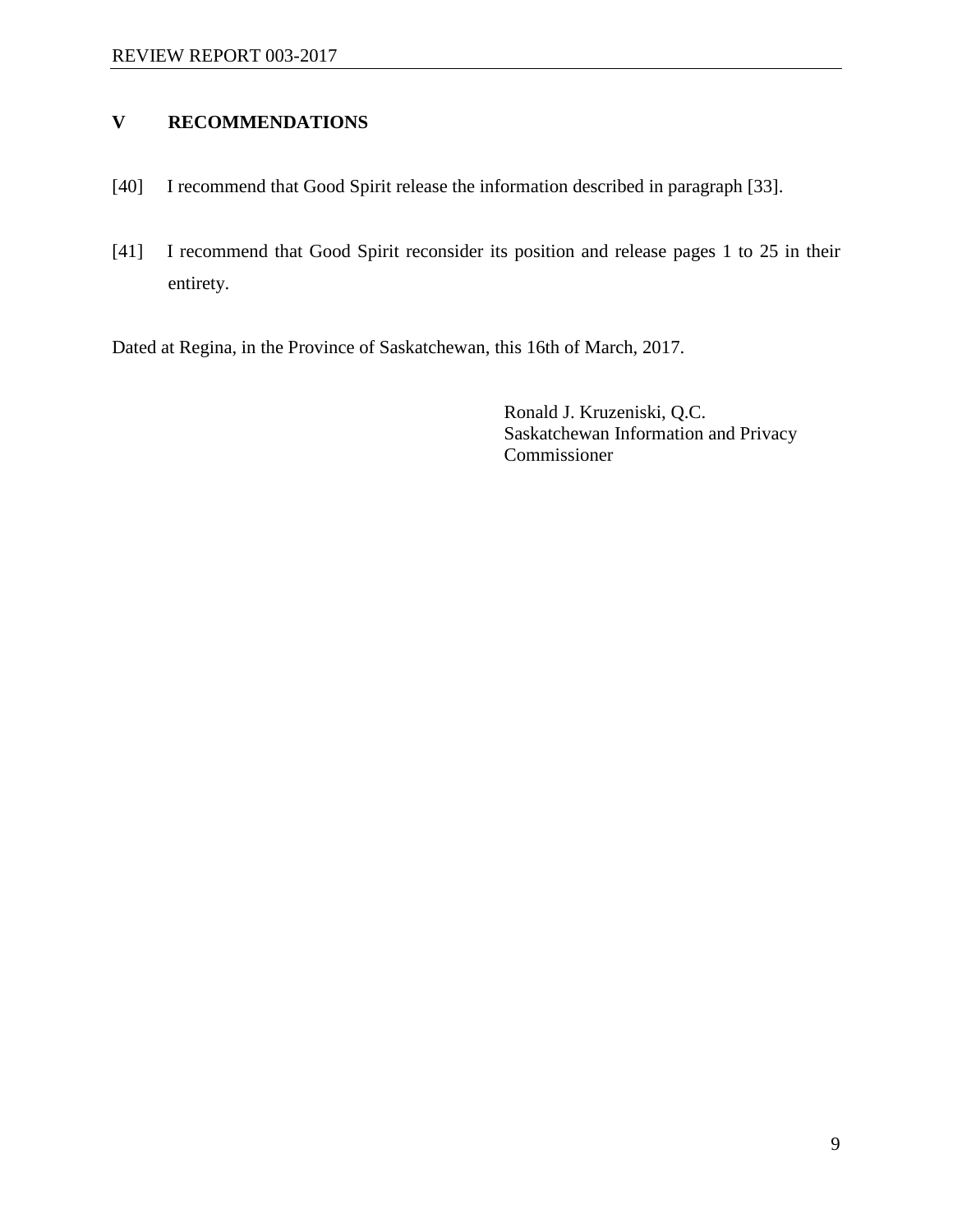## V RECOMMENDATIONS

[40] I recommend that Good Spirit release the information described in paragraph [33].

[41] I recommend that Good Spirit reconsider its position and release pages 1 to 25 in their entirety.

Dated at Regina, in the Province of Saskatchewan, this 16th of March, 2017.

Ronald J. Kruzeniski, Q.C.
Saskatchewan Information and Privacy Commissioner